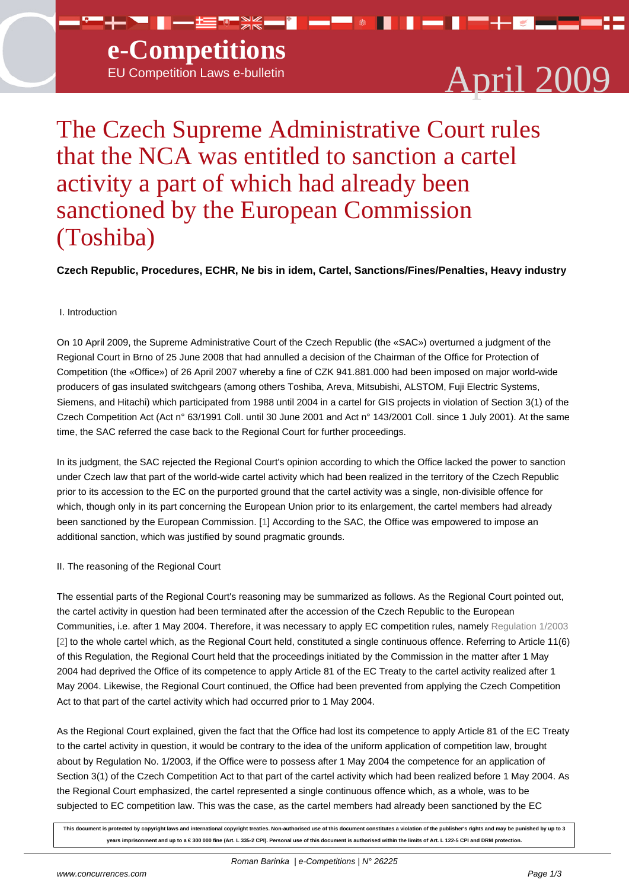# The Czech Supreme Administrative Court rules that the NCA was entitled to sanction a cartel activity a part of which had already been sanctioned by the European Commission (Toshiba)

**Czech Republic, Procedures, ECHR, Ne bis in idem, Cartel, Sanctions/Fines/Penalties, Heavy industry**

## I. Introduction

On 10 April 2009, the Supreme Administrative Court of the Czech Republic (the «SAC») overturned a judgment of the Regional Court in Brno of 25 June 2008 that had annulled a decision of the Chairman of the Office for Protection of Competition (the «Office») of 26 April 2007 whereby a fine of CZK 941.881.000 had been imposed on major world-wide producers of gas insulated switchgears (among others Toshiba, Areva, Mitsubishi, ALSTOM, Fuji Electric Systems, Siemens, and Hitachi) which participated from 1988 until 2004 in a cartel for GIS projects in violation of Section 3(1) of the Czech Competition Act (Act n° 63/1991 Coll. until 30 June 2001 and Act n° 143/2001 Coll. since 1 July 2001). At the same time, the SAC referred the case back to the Regional Court for further proceedings.

In its judgment, the SAC rejected the Regional Court's opinion according to which the Office lacked the power to sanction under Czech law that part of the world-wide cartel activity which had been realized in the territory of the Czech Republic prior to its accession to the EC on the purported ground that the cartel activity was a single, non-divisible offence for which, though only in its part concerning the European Union prior to its enlargement, the cartel members had already been sanctioned by the European Commission. [1] According to the SAC, the Office was empowered to impose an additional sanction, which was justified by sound pragmatic grounds.

## II. The reasoning of the Regional Court

The essential parts of the Regional Court's reasoning may be summarized as follows. As the Regional Court pointed out, the cartel activity in question had been terminated after the accession of the Czech Republic to the European Communities, i.e. after 1 May 2004. Therefore, it was necessary to apply EC competition rules, namely Regulation 1/2003 [2] to the whole cartel which, as the Regional Court held, constituted a single continuous offence. Referring to Article 11(6) of this Regulation, the Regional Court held that the proceedings initiated by the Commission in the matter after 1 May 2004 had deprived the Office of its competence to apply Article 81 of the EC Treaty to the cartel activity realized after 1 May 2004. Likewise, the Regional Court continued, the Office had been prevented from applying the Czech Competition Act to that part of the cartel activity which had occurred prior to 1 May 2004.

As the Regional Court explained, given the fact that the Office had lost its competence to apply Article 81 of the EC Treaty to the cartel activity in question, it would be contrary to the idea of the uniform application of competition law, brought about by Regulation No. 1/2003, if the Office were to possess after 1 May 2004 the competence for an application of Section 3(1) of the Czech Competition Act to that part of the cartel activity which had been realized before 1 May 2004. As the Regional Court emphasized, the cartel represented a single continuous offence which, as a whole, was to be subjected to EC competition law. This was the case, as the cartel members had already been sanctioned by the EC

This document is protected by copyright laws and international copyright treaties. Non-authorised use of this document constitutes a violation of the publisher's rights and may be punished by up to 3 years imprisonment and up to a € 300 000 fine (Art. L 335-2 CPI). Personal use of this document is authorised within the limits of Art. L 122-5 CPI and DRM protection.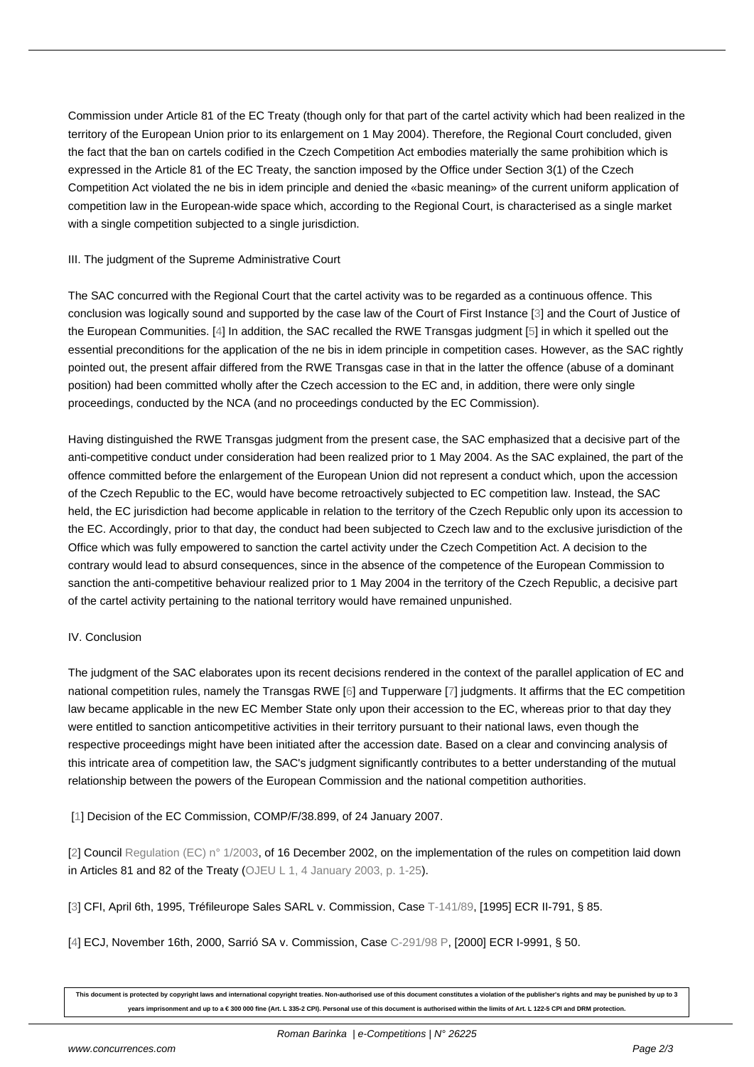Commission under Article 81 of the EC Treaty (though only for that part of the cartel activity which had been realized in the territory of the European Union prior to its enlargement on 1 May 2004). Therefore, the Regional Court concluded, given the fact that the ban on cartels codified in the Czech Competition Act embodies materially the same prohibition which is expressed in the Article 81 of the EC Treaty, the sanction imposed by the Office under Section 3(1) of the Czech Competition Act violated the ne bis in idem principle and denied the «basic meaning» of the current uniform application of competition law in the European-wide space which, according to the Regional Court, is characterised as a single market with a single competition subjected to a single jurisdiction.

## III. The judgment of the Supreme Administrative Court

The SAC concurred with the Regional Court that the cartel activity was to be regarded as a continuous offence. This conclusion was logically sound and supported by the case law of the Court of First Instance [3] and the Court of Justice of the European Communities. [4] In addition, the SAC recalled the RWE Transgas judgment [5] in which it spelled out the essential preconditions for the application of the ne bis in idem principle in competition cases. However, as the SAC rightly pointed out, the present affair differed from the RWE Transgas case in that in the latter the offence (abuse of a dominant position) had been committed wholly after the Czech accession to the EC and, in addition, there were only single proceedings, conducted by the NCA (and no proceedings conducted by the EC Commission).

Having distinguished the RWE Transgas judgment from the present case, the SAC emphasized that a decisive part of the anti-competitive conduct under consideration had been realized prior to 1 May 2004. As the SAC explained, the part of the offence committed before the enlargement of the European Union did not represent a conduct which, upon the accession of the Czech Republic to the EC, would have become retroactively subjected to EC competition law. Instead, the SAC held, the EC jurisdiction had become applicable in relation to the territory of the Czech Republic only upon its accession to the EC. Accordingly, prior to that day, the conduct had been subjected to Czech law and to the exclusive jurisdiction of the Office which was fully empowered to sanction the cartel activity under the Czech Competition Act. A decision to the contrary would lead to absurd consequences, since in the absence of the competence of the European Commission to sanction the anti-competitive behaviour realized prior to 1 May 2004 in the territory of the Czech Republic, a decisive part of the cartel activity pertaining to the national territory would have remained unpunished.

## IV. Conclusion

The judgment of the SAC elaborates upon its recent decisions rendered in the context of the parallel application of EC and national competition rules, namely the Transgas RWE [6] and Tupperware [7] judgments. It affirms that the EC competition law became applicable in the new EC Member State only upon their accession to the EC, whereas prior to that day they were entitled to sanction anticompetitive activities in their territory pursuant to their national laws, even though the respective proceedings might have been initiated after the accession date. Based on a clear and convincing analysis of this intricate area of competition law, the SAC's judgment significantly contributes to a better understanding of the mutual relationship between the powers of the European Commission and the national competition authorities.

[1] Decision of the EC Commission, COMP/F/38.899, of 24 January 2007.

[2] Council Regulation (EC) n° 1/2003, of 16 December 2002, on the implementation of the rules on competition laid down in Articles 81 and 82 of the Treaty (OJEU L 1, 4 January 2003, p. 1-25).

[3] CFI, April 6th, 1995, Tréfileurope Sales SARL v. Commission, Case T-141/89, [1995] ECR II-791, § 85.

[4] ECJ, November 16th, 2000, Sarrió SA v. Commission, Case C-291/98 P, [2000] ECR I-9991, § 50.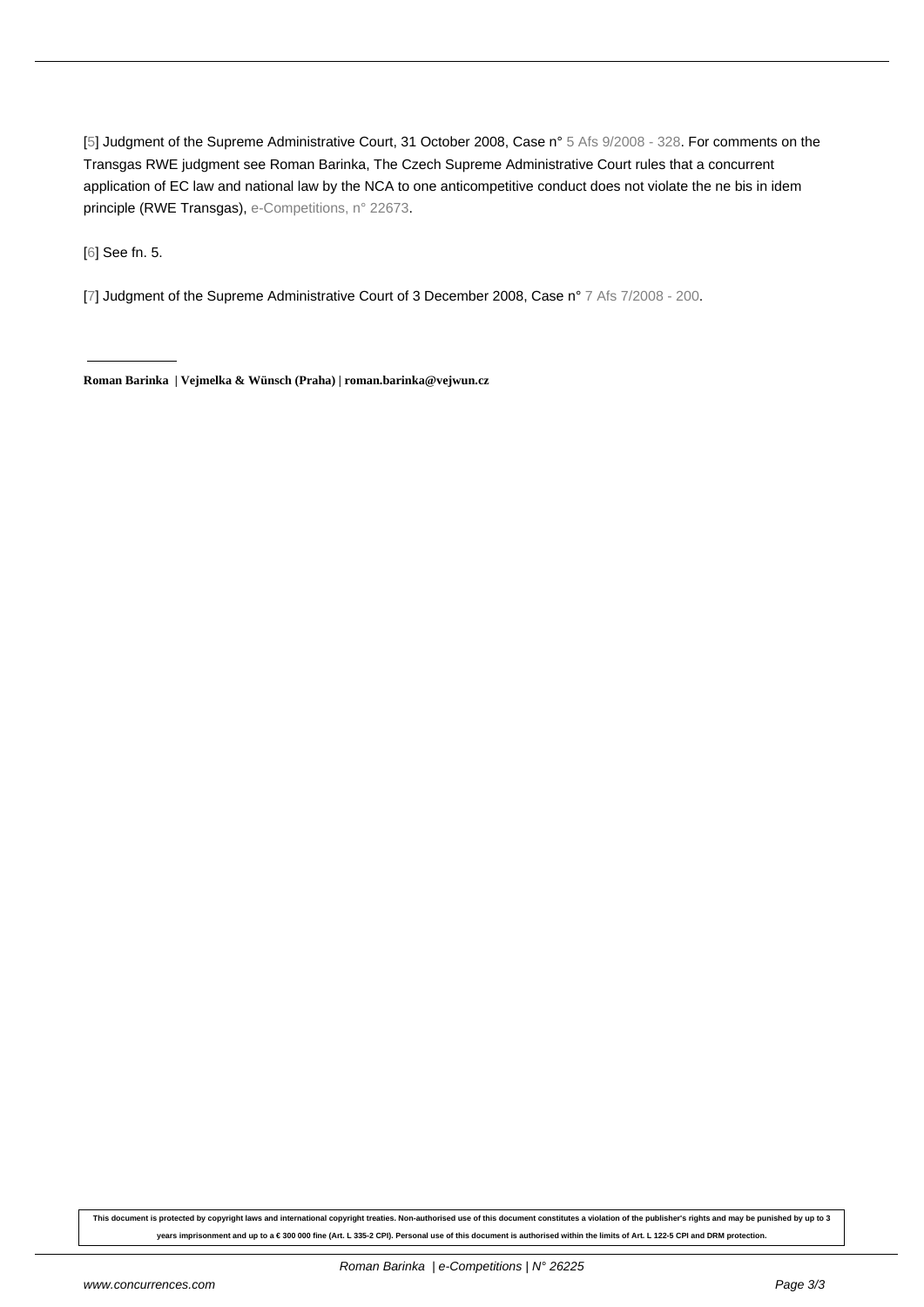[5] Judgment of the Supreme Administrative Court, 31 October 2008, Case n° 5 Afs 9/2008 - 328. For comments on the Transgas RWE judgment see Roman Barinka, The Czech Supreme Administrative Court rules that a concurrent application of EC law and national law by the NCA to one anticompetitive conduct does not violate the ne bis in idem principle (RWE Transgas), e-Competitions, n° 22673.

[6] See fn. 5.

[7] Judgment of the Supreme Administrative Court of 3 December 2008, Case n° 7 Afs 7/2008 - 200.

---

**Roman Barinka | Vejmelka & Wünsch (Praha) | roman.barinka@vejwun.cz**

**This document is protected by copyright laws and international copyright treaties. Non-authorised use of this document constitutes a violation of the publisher's rights and may be punished by up to 3 years imprisonment and up to a € 300 000 fine (Art. L 335-2 CPI). Personal use of this document is authorised within the limits of Art. L 122-5 CPI and DRM protection.**